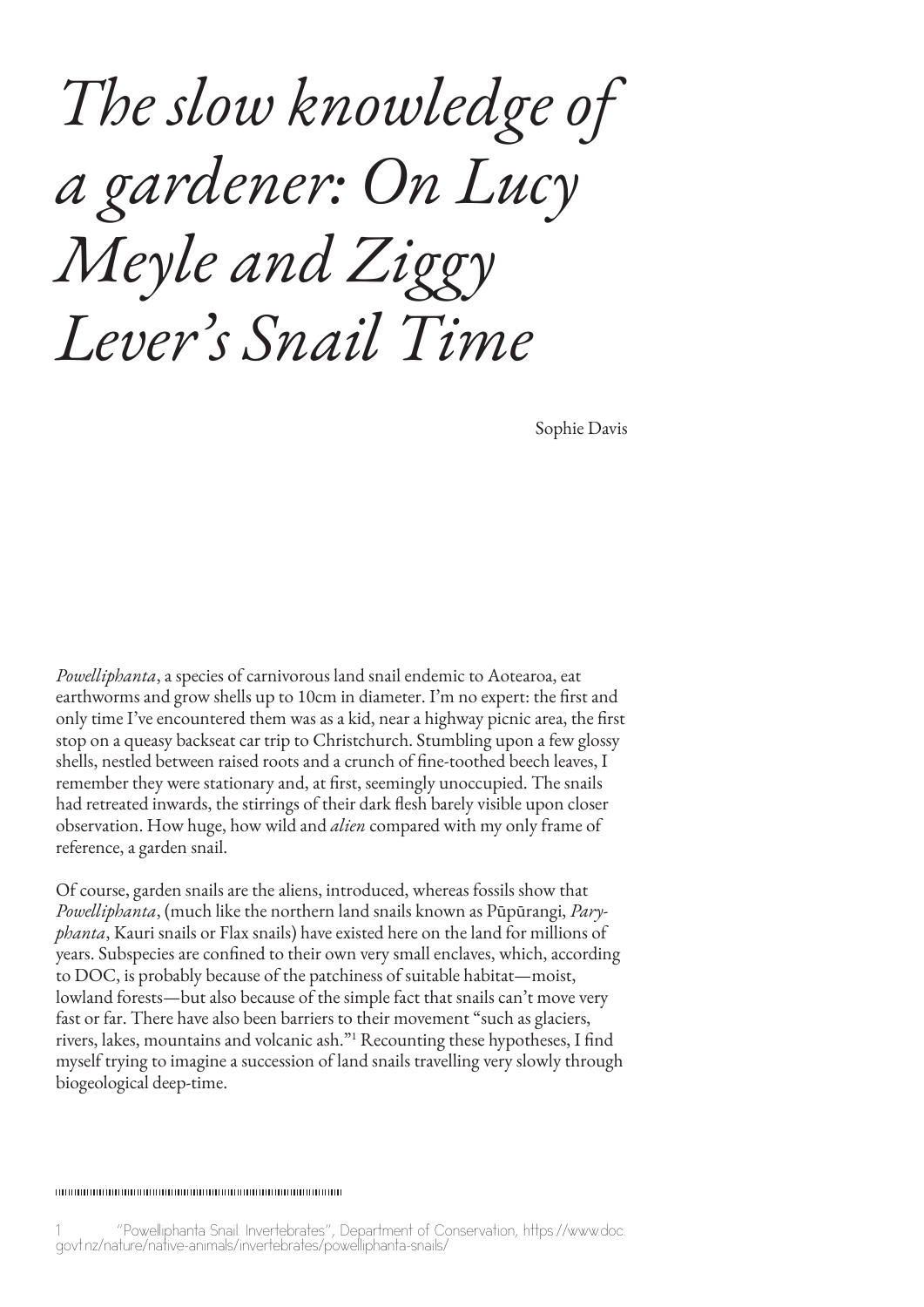# *The slow knowledge of a gardener: On Lucy Meyle and Ziggy Lever's Snail Time*

Sophie Davis

*Powelliphanta*, a species of carnivorous land snail endemic to Aotearoa, eat earthworms and grow shells up to 10cm in diameter. I'm no expert: the first and only time I've encountered them was as a kid, near a highway picnic area, the first stop on a queasy backseat car trip to Christchurch. Stumbling upon a few glossy shells, nestled between raised roots and a crunch of fine-toothed beech leaves, I remember they were stationary and, at first, seemingly unoccupied. The snails had retreated inwards, the stirrings of their dark flesh barely visible upon closer observation. How huge, how wild and *alien* compared with my only frame of reference, a garden snail.

Of course, garden snails are the aliens, introduced, whereas fossils show that *Powelliphanta*, (much like the northern land snails known as Pūpūrangi, *Paryphanta*, Kauri snails or Flax snails) have existed here on the land for millions of years. Subspecies are confined to their own very small enclaves, which, according to DOC, is probably because of the patchiness of suitable habitat—moist, lowland forests—but also because of the simple fact that snails can't move very fast or far. There have also been barriers to their movement "such as glaciers, rivers, lakes, mountains and volcanic ash."[1] Recounting these hypotheses, I find myself trying to imagine a succession of land snails travelling very slowly through biogeological deep-time.

---

1 "Powelliphanta Snail: Invertebrates", Department of Conservation, https://www.doc.govt.nz/nature/native-animals/invertebrates/powelliphanta-snails/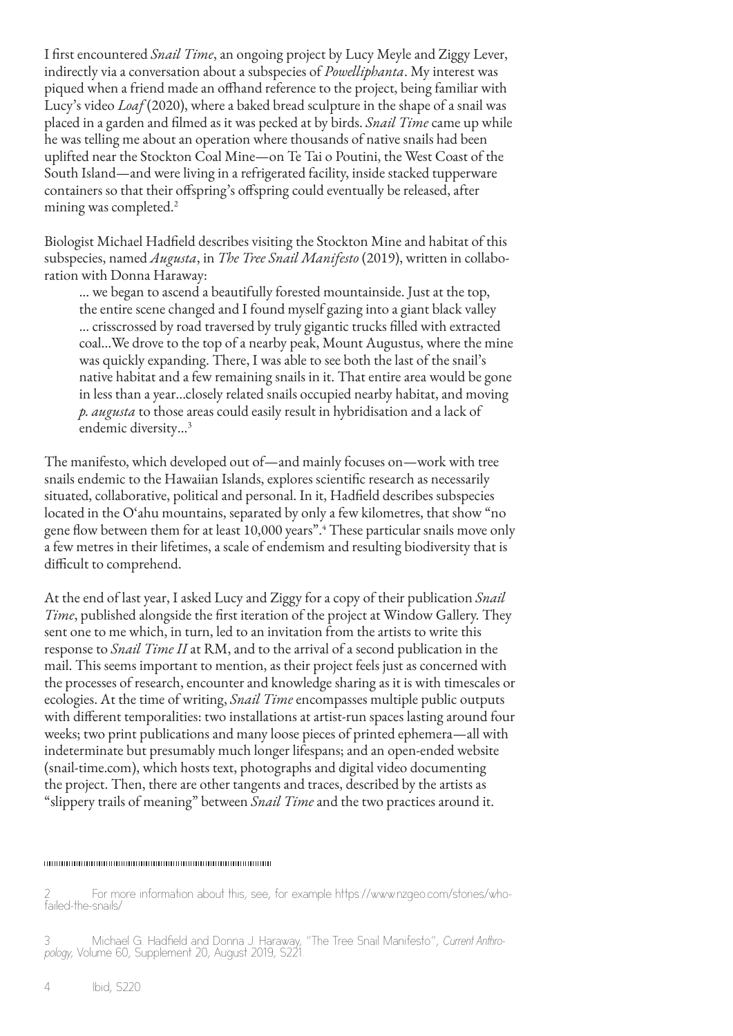I first encountered *Snail Time*, an ongoing project by Lucy Meyle and Ziggy Lever, indirectly via a conversation about a subspecies of *Powelliphanta*. My interest was piqued when a friend made an offhand reference to the project, being familiar with Lucy's video *Loaf* (2020), where a baked bread sculpture in the shape of a snail was placed in a garden and filmed as it was pecked at by birds. *Snail Time* came up while he was telling me about an operation where thousands of native snails had been uplifted near the Stockton Coal Mine—on Te Tai o Poutini, the West Coast of the South Island—and were living in a refrigerated facility, inside stacked tupperware containers so that their offspring's offspring could eventually be released, after mining was completed.[2]

Biologist Michael Hadfield describes visiting the Stockton Mine and habitat of this subspecies, named *Augusta*, in *The Tree Snail Manifesto* (2019), written in collaboration with Donna Haraway:

> ... we began to ascend a beautifully forested mountainside. Just at the top, the entire scene changed and I found myself gazing into a giant black valley ... crisscrossed by road traversed by truly gigantic trucks filled with extracted coal...We drove to the top of a nearby peak, Mount Augustus, where the mine was quickly expanding. There, I was able to see both the last of the snail's native habitat and a few remaining snails in it. That entire area would be gone in less than a year...closely related snails occupied nearby habitat, and moving *p. augusta* to those areas could easily result in hybridisation and a lack of endemic diversity...[3]

The manifesto, which developed out of—and mainly focuses on—work with tree snails endemic to the Hawaiian Islands, explores scientific research as necessarily situated, collaborative, political and personal. In it, Hadfield describes subspecies located in the O'ahu mountains, separated by only a few kilometres, that show "no gene flow between them for at least 10,000 years".[4] These particular snails move only a few metres in their lifetimes, a scale of endemism and resulting biodiversity that is difficult to comprehend.

At the end of last year, I asked Lucy and Ziggy for a copy of their publication *Snail Time*, published alongside the first iteration of the project at Window Gallery. They sent one to me which, in turn, led to an invitation from the artists to write this response to *Snail Time II* at RM, and to the arrival of a second publication in the mail. This seems important to mention, as their project feels just as concerned with the processes of research, encounter and knowledge sharing as it is with timescales or ecologies. At the time of writing, *Snail Time* encompasses multiple public outputs with different temporalities: two installations at artist-run spaces lasting around four weeks; two print publications and many loose pieces of printed ephemera—all with indeterminate but presumably much longer lifespans; and an open-ended website (snail-time.com), which hosts text, photographs and digital video documenting the project. Then, there are other tangents and traces, described by the artists as "slippery trails of meaning" between *Snail Time* and the two practices around it.

---

2 For more information about this, see, for example https://www.nzgeo.com/stories/who-failed-the-snails/

3 Michael G. Hadfield and Donna J. Haraway, "The Tree Snail Manifesto", *Current Anthropology*, Volume 60, Supplement 20, August 2019, S221.

4 Ibid, S220.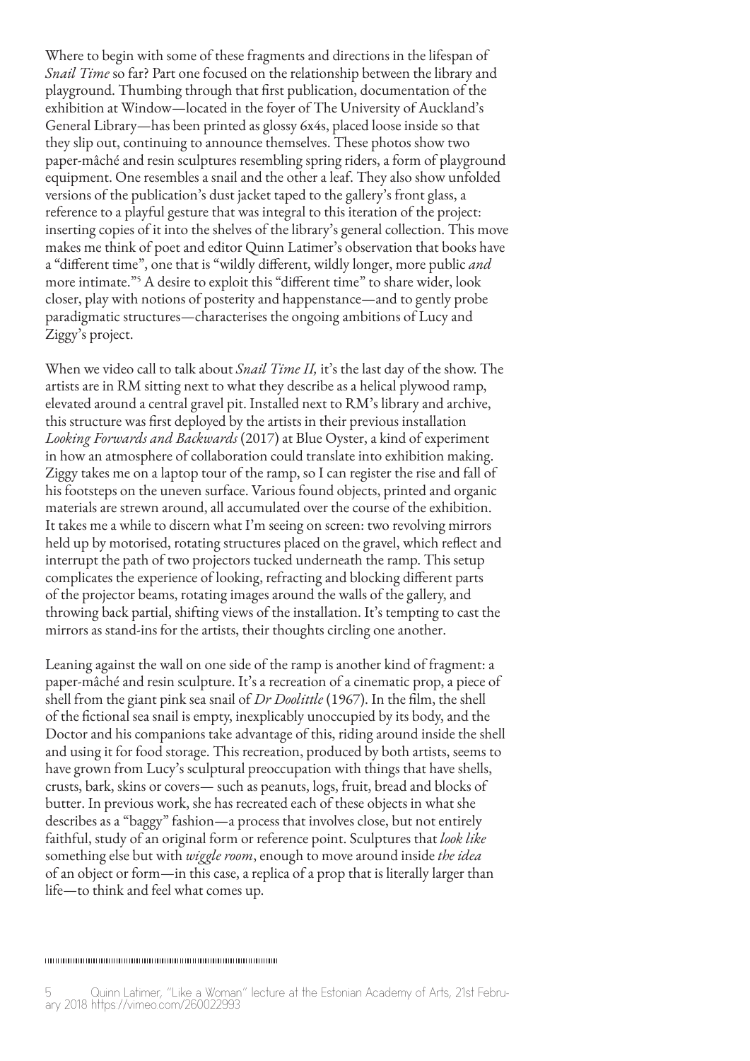Where to begin with some of these fragments and directions in the lifespan of *Snail Time* so far? Part one focused on the relationship between the library and playground. Thumbing through that first publication, documentation of the exhibition at Window—located in the foyer of The University of Auckland's General Library—has been printed as glossy 6x4s, placed loose inside so that they slip out, continuing to announce themselves. These photos show two paper-mâché and resin sculptures resembling spring riders, a form of playground equipment. One resembles a snail and the other a leaf. They also show unfolded versions of the publication's dust jacket taped to the gallery's front glass, a reference to a playful gesture that was integral to this iteration of the project: inserting copies of it into the shelves of the library's general collection. This move makes me think of poet and editor Quinn Latimer's observation that books have a "different time", one that is "wildly different, wildly longer, more public *and* more intimate."[5] A desire to exploit this "different time" to share wider, look closer, play with notions of posterity and happenstance—and to gently probe paradigmatic structures—characterises the ongoing ambitions of Lucy and Ziggy's project.

When we video call to talk about *Snail Time II,* it's the last day of the show. The artists are in RM sitting next to what they describe as a helical plywood ramp, elevated around a central gravel pit. Installed next to RM's library and archive, this structure was first deployed by the artists in their previous installation *Looking Forwards and Backwards* (2017) at Blue Oyster, a kind of experiment in how an atmosphere of collaboration could translate into exhibition making. Ziggy takes me on a laptop tour of the ramp, so I can register the rise and fall of his footsteps on the uneven surface. Various found objects, printed and organic materials are strewn around, all accumulated over the course of the exhibition. It takes me a while to discern what I'm seeing on screen: two revolving mirrors held up by motorised, rotating structures placed on the gravel, which reflect and interrupt the path of two projectors tucked underneath the ramp. This setup complicates the experience of looking, refracting and blocking different parts of the projector beams, rotating images around the walls of the gallery, and throwing back partial, shifting views of the installation. It's tempting to cast the mirrors as stand-ins for the artists, their thoughts circling one another.

Leaning against the wall on one side of the ramp is another kind of fragment: a paper-mâché and resin sculpture. It's a recreation of a cinematic prop, a piece of shell from the giant pink sea snail of *Dr Doolittle* (1967). In the film, the shell of the fictional sea snail is empty, inexplicably unoccupied by its body, and the Doctor and his companions take advantage of this, riding around inside the shell and using it for food storage. This recreation, produced by both artists, seems to have grown from Lucy's sculptural preoccupation with things that have shells, crusts, bark, skins or covers— such as peanuts, logs, fruit, bread and blocks of butter. In previous work, she has recreated each of these objects in what she describes as a "baggy" fashion—a process that involves close, but not entirely faithful, study of an original form or reference point. Sculptures that *look like* something else but with *wiggle room*, enough to move around inside *the idea* of an object or form—in this case, a replica of a prop that is literally larger than life—to think and feel what comes up.

---

5 Quinn Latimer, "Like a Woman" lecture at the Estonian Academy of Arts, 21st February 2018 https://vimeo.com/260022993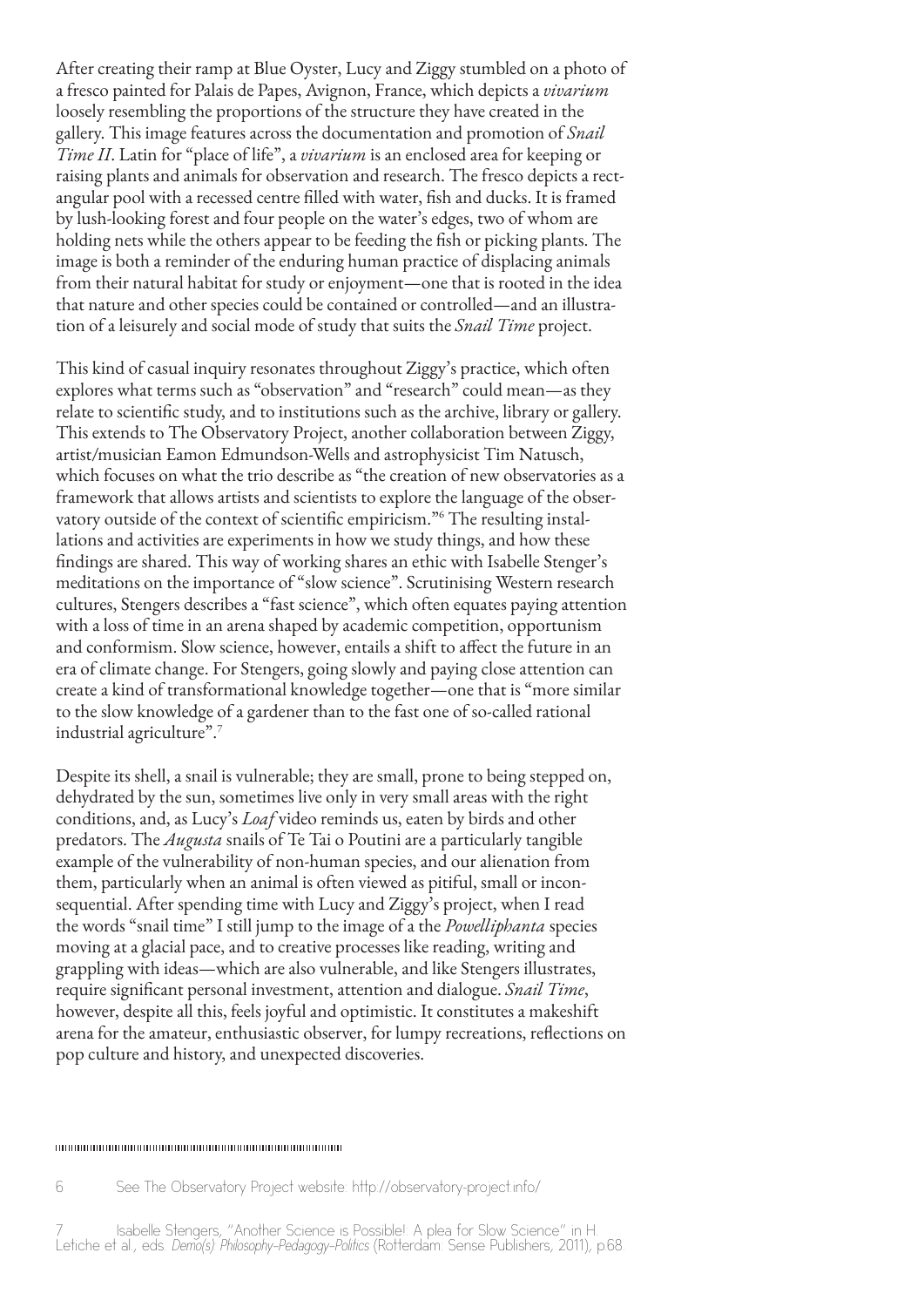After creating their ramp at Blue Oyster, Lucy and Ziggy stumbled on a photo of a fresco painted for Palais de Papes, Avignon, France, which depicts a *vivarium* loosely resembling the proportions of the structure they have created in the gallery. This image features across the documentation and promotion of *Snail Time II*. Latin for "place of life", a *vivarium* is an enclosed area for keeping or raising plants and animals for observation and research. The fresco depicts a rectangular pool with a recessed centre filled with water, fish and ducks. It is framed by lush-looking forest and four people on the water's edges, two of whom are holding nets while the others appear to be feeding the fish or picking plants. The image is both a reminder of the enduring human practice of displacing animals from their natural habitat for study or enjoyment—one that is rooted in the idea that nature and other species could be contained or controlled—and an illustration of a leisurely and social mode of study that suits the *Snail Time* project.

This kind of casual inquiry resonates throughout Ziggy's practice, which often explores what terms such as "observation" and "research" could mean—as they relate to scientific study, and to institutions such as the archive, library or gallery. This extends to The Observatory Project, another collaboration between Ziggy, artist/musician Eamon Edmundson-Wells and astrophysicist Tim Natusch, which focuses on what the trio describe as "the creation of new observatories as a framework that allows artists and scientists to explore the language of the observatory outside of the context of scientific empiricism."[6] The resulting installations and activities are experiments in how we study things, and how these findings are shared. This way of working shares an ethic with Isabelle Stenger's meditations on the importance of "slow science". Scrutinising Western research cultures, Stengers describes a "fast science", which often equates paying attention with a loss of time in an arena shaped by academic competition, opportunism and conformism. Slow science, however, entails a shift to affect the future in an era of climate change. For Stengers, going slowly and paying close attention can create a kind of transformational knowledge together—one that is "more similar to the slow knowledge of a gardener than to the fast one of so-called rational industrial agriculture".[7]

Despite its shell, a snail is vulnerable; they are small, prone to being stepped on, dehydrated by the sun, sometimes live only in very small areas with the right conditions, and, as Lucy's *Loaf* video reminds us, eaten by birds and other predators. The *Augusta* snails of Te Tai o Poutini are a particularly tangible example of the vulnerability of non-human species, and our alienation from them, particularly when an animal is often viewed as pitiful, small or inconsequential. After spending time with Lucy and Ziggy's project, when I read the words "snail time" I still jump to the image of a the *Powelliphanta* species moving at a glacial pace, and to creative processes like reading, writing and grappling with ideas—which are also vulnerable, and like Stengers illustrates, require significant personal investment, attention and dialogue. *Snail Time*, however, despite all this, feels joyful and optimistic. It constitutes a makeshift arena for the amateur, enthusiastic observer, for lumpy recreations, reflections on pop culture and history, and unexpected discoveries.

---

6 See The Observatory Project website: http://observatory-project.info/

7 Isabelle Stengers, "Another Science is Possible! A plea for Slow Science" in H. Letiche et al., eds. *Demo(s): Philosophy–Pedagogy–Politics* (Rotterdam: Sense Publishers, 2011), p.68.